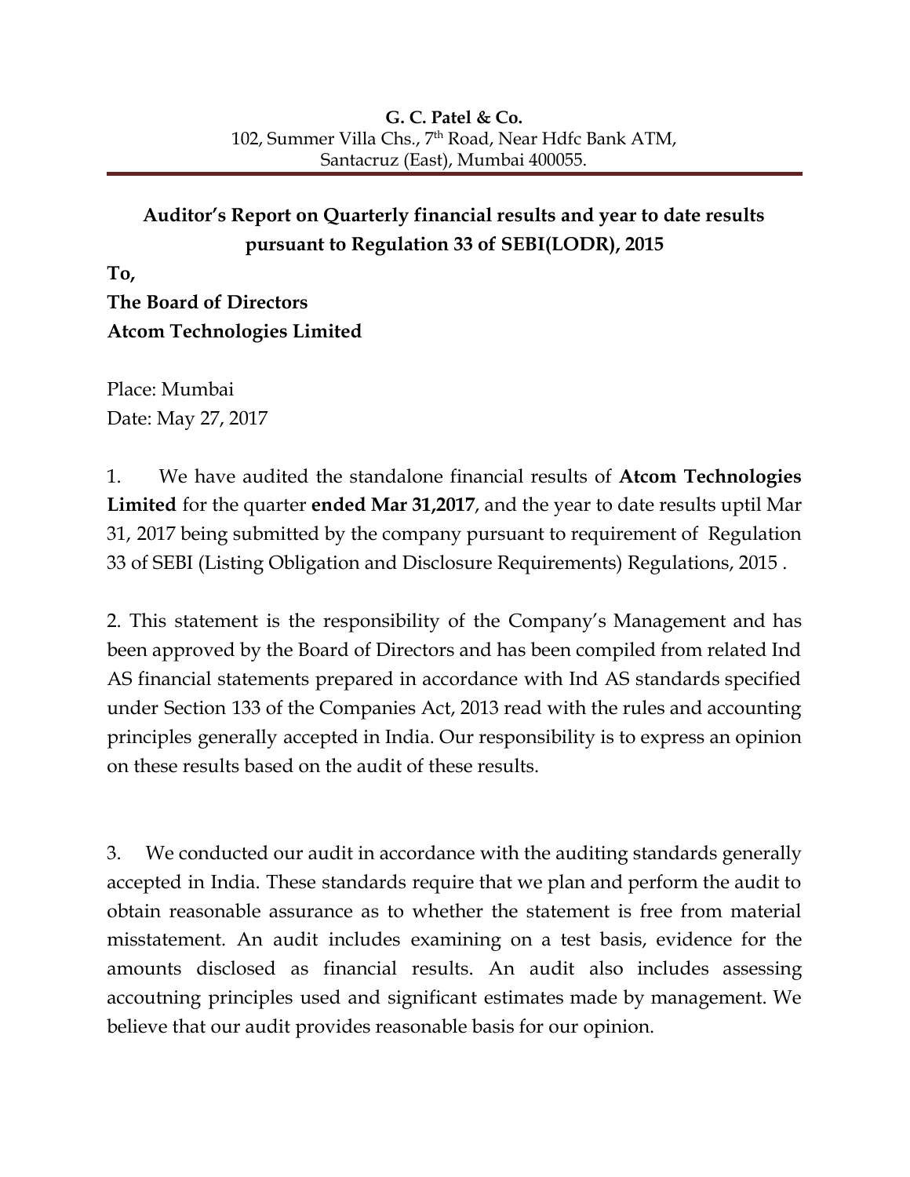**G. C. Patel & Co.**
102, Summer Villa Chs., 7th Road, Near Hdfc Bank ATM,
Santacruz (East), Mumbai 400055.

---

## Auditor's Report on Quarterly financial results and year to date results pursuant to Regulation 33 of SEBI(LODR), 2015

**To,**
**The Board of Directors**
**Atcom Technologies Limited**

Place: Mumbai
Date: May 27, 2017

1. We have audited the standalone financial results of **Atcom Technologies Limited** for the quarter **ended Mar 31,2017**, and the year to date results uptil Mar 31, 2017 being submitted by the company pursuant to requirement of Regulation 33 of SEBI (Listing Obligation and Disclosure Requirements) Regulations, 2015 .

2. This statement is the responsibility of the Company's Management and has been approved by the Board of Directors and has been compiled from related Ind AS financial statements prepared in accordance with Ind AS standards specified under Section 133 of the Companies Act, 2013 read with the rules and accounting principles generally accepted in India. Our responsibility is to express an opinion on these results based on the audit of these results.

3. We conducted our audit in accordance with the auditing standards generally accepted in India. These standards require that we plan and perform the audit to obtain reasonable assurance as to whether the statement is free from material misstatement. An audit includes examining on a test basis, evidence for the amounts disclosed as financial results. An audit also includes assessing accoutning principles used and significant estimates made by management. We believe that our audit provides reasonable basis for our opinion.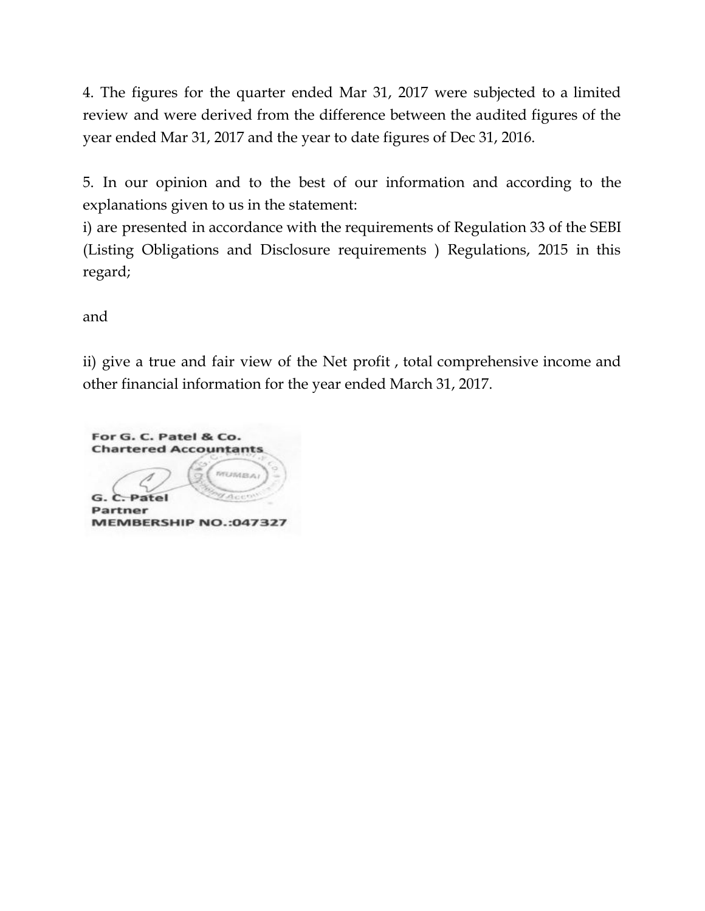4. The figures for the quarter ended Mar 31, 2017 were subjected to a limited review and were derived from the difference between the audited figures of the year ended Mar 31, 2017 and the year to date figures of Dec 31, 2016.

5. In our opinion and to the best of our information and according to the explanations given to us in the statement:

i) are presented in accordance with the requirements of Regulation 33 of the SEBI (Listing Obligations and Disclosure requirements ) Regulations, 2015 in this regard;

and

ii) give a true and fair view of the Net profit , total comprehensive income and other financial information for the year ended March 31, 2017.

**For G. C. Patel & Co.**
**Chartered Accountants**

**G. C. Patel**
**Partner**
**MEMBERSHIP NO.:047327**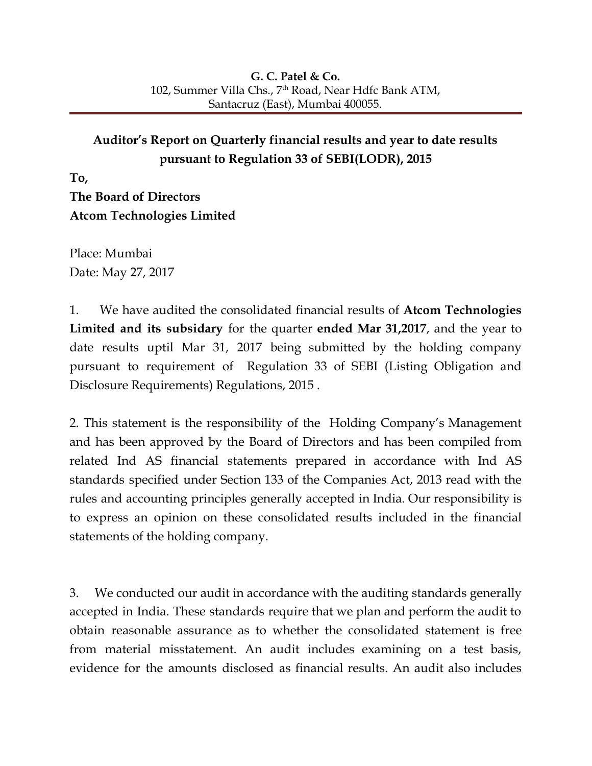**G. C. Patel & Co.**
102, Summer Villa Chs., 7th Road, Near Hdfc Bank ATM,
Santacruz (East), Mumbai 400055.

---

## Auditor's Report on Quarterly financial results and year to date results pursuant to Regulation 33 of SEBI(LODR), 2015

**To,**
**The Board of Directors**
**Atcom Technologies Limited**

Place: Mumbai
Date: May 27, 2017

1. We have audited the consolidated financial results of **Atcom Technologies Limited and its subsidary** for the quarter **ended Mar 31,2017**, and the year to date results uptil Mar 31, 2017 being submitted by the holding company pursuant to requirement of Regulation 33 of SEBI (Listing Obligation and Disclosure Requirements) Regulations, 2015 .

2. This statement is the responsibility of the Holding Company's Management and has been approved by the Board of Directors and has been compiled from related Ind AS financial statements prepared in accordance with Ind AS standards specified under Section 133 of the Companies Act, 2013 read with the rules and accounting principles generally accepted in India. Our responsibility is to express an opinion on these consolidated results included in the financial statements of the holding company.

3. We conducted our audit in accordance with the auditing standards generally accepted in India. These standards require that we plan and perform the audit to obtain reasonable assurance as to whether the consolidated statement is free from material misstatement. An audit includes examining on a test basis, evidence for the amounts disclosed as financial results. An audit also includes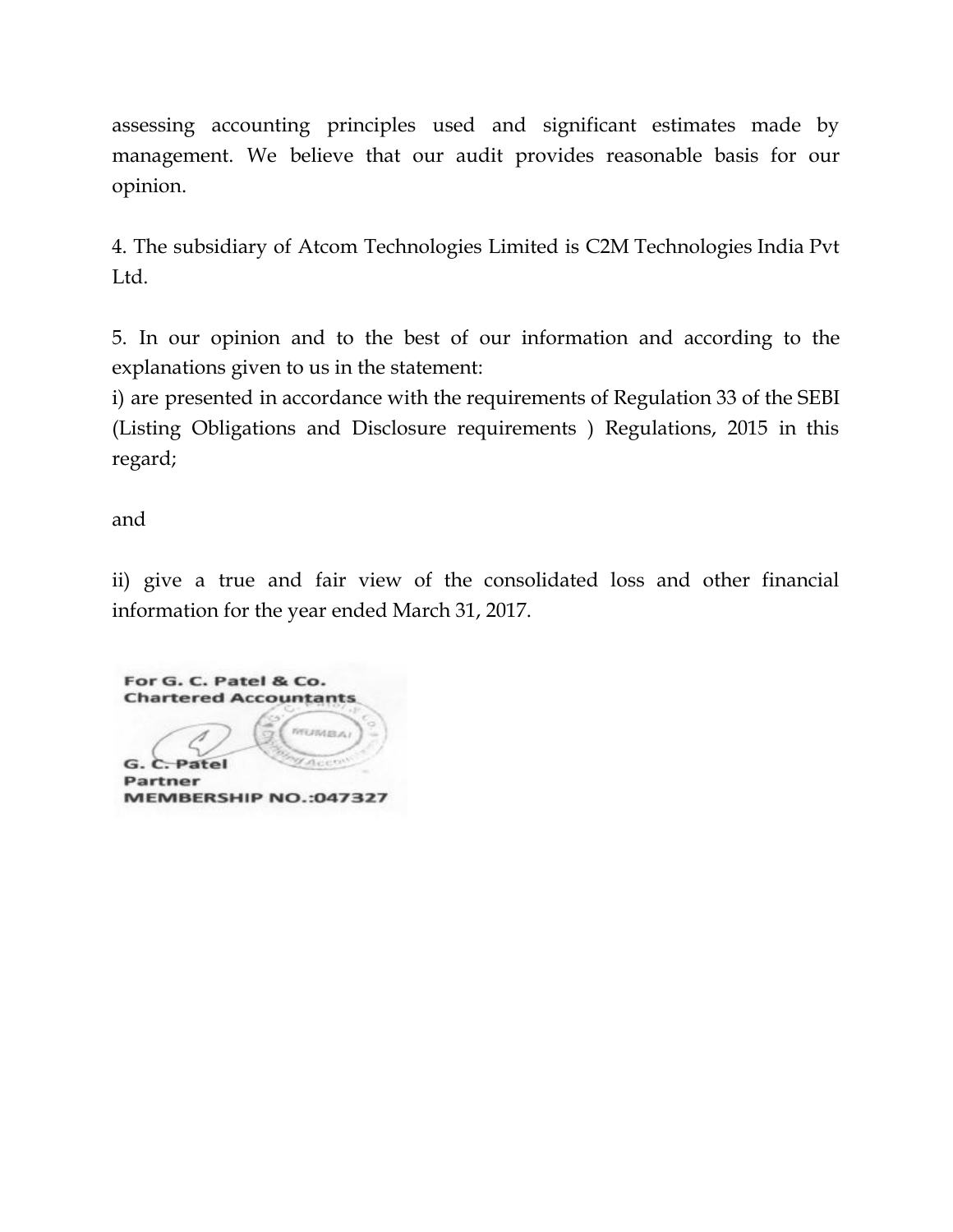assessing accounting principles used and significant estimates made by management. We believe that our audit provides reasonable basis for our opinion.

4. The subsidiary of Atcom Technologies Limited is C2M Technologies India Pvt Ltd.

5. In our opinion and to the best of our information and according to the explanations given to us in the statement:

i) are presented in accordance with the requirements of Regulation 33 of the SEBI (Listing Obligations and Disclosure requirements ) Regulations, 2015 in this regard;

and

ii) give a true and fair view of the consolidated loss and other financial information for the year ended March 31, 2017.

**For G. C. Patel & Co.**
**Chartered Accountants**

**G. C. Patel**
**Partner**
**MEMBERSHIP NO.:047327**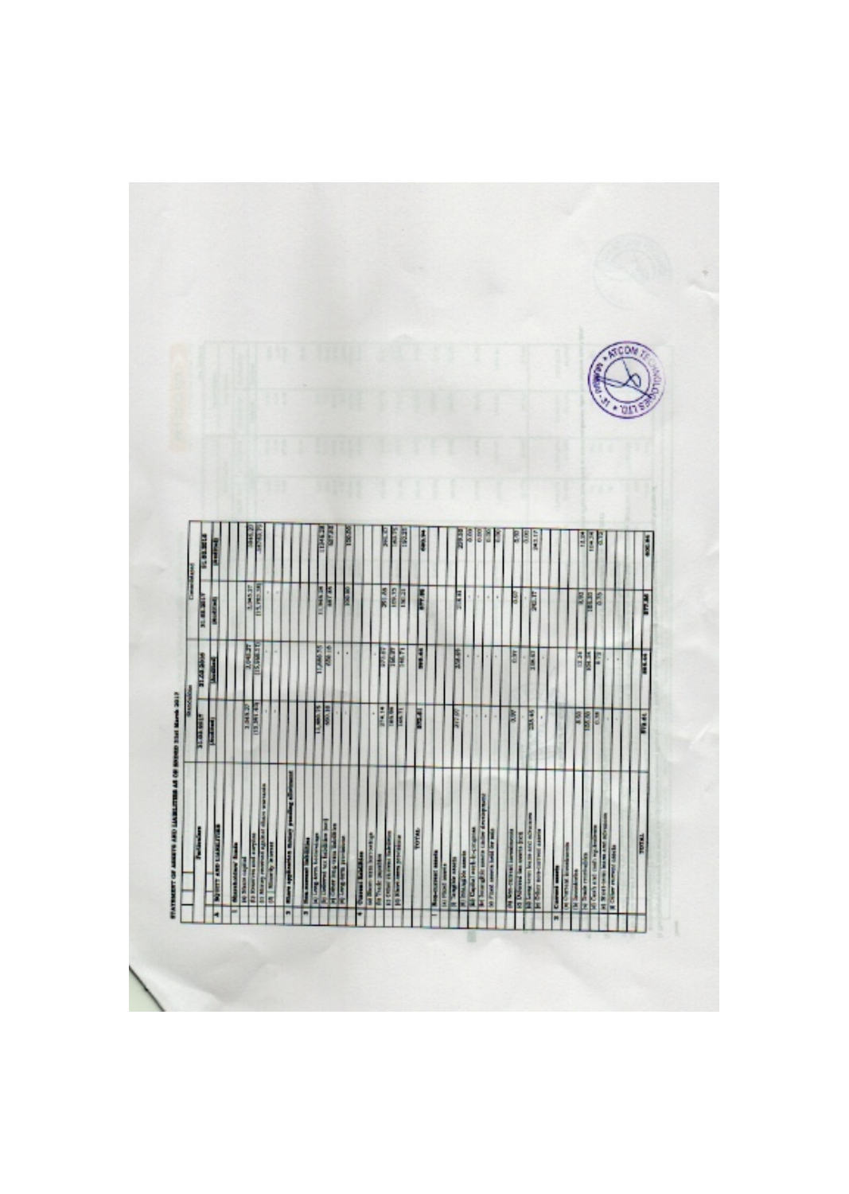**STATEMENT OF ASSETS AND LIABILITIES AS ON ENDED 31st March 2017**

| | | Particulars | Standalone | | Consolidated | |
|---|---|---|---|---|---|---|
| | | | 31.03.2017 | 31.03.2016 | 31.03.2017 | 31.03.2016 |
| | | | (Audited) | (Audited) | (Audited) | (Audited) |
| A | | EQUITY AND LIABILITIES | | | | |
| | 1 | Shareholders' funds | | | | |
| | | (a) Share capital | 2,043.27 | 2,043.27 | 2,043.27 | 2043.27 |
| | | (b) Reserves and surplus | (13,361.48) | (13,088.51) | (13,760.38) | (13763.7) |
| | | (c) Money received against share warrants | - | - | - | - |
| | | (2) Minority interest | - | - | - | - |
| | 2 | Share application money pending allotment | | | | |
| | 3 | Non-current liabilities | | | | |
| | | (a) Long-term borrowings | 11,880.15 | 11,880.55 | 11,946.28 | 11946.28 |
| | | (b) Deferred tax liabilities (net) | 690.18 | 690.18 | 687.66 | 687.28 |
| | | (c) Other long-term liabilities | - | - | | |
| | | (d) Long-term provisions | | | 100.00 | 150.00 |
| | 4 | Current liabilities | | | | |
| | | (a) Short-term borrowings | - | - | | |
| | | (b) Trade payables | 274.14 | 270.87 | 261.06 | 260.87 |
| | | (c) Other current liabilities | 165.98 | 156.87 | 159.15 | 163.75 |
| | | (d) Short-term provisions | 169.71 | 146.71 | 130.21 | 150.21 |
| | | TOTAL | 875.81 | 866.44 | 877.86 | 880.94 |
| B | | ASSETS | | | | |
| | 1 | Non-current assets | | | | |
| | | (a) Fixed assets | | | | |
| | | (i) Tangible assets | 217.07 | 258.69 | 216.81 | 259.08 |
| | | (ii) Intangible assets | - | - | - | 0.00 |
| | | (iii) Capital work-in-progress | - | - | - | 0.00 |
| | | (iv) Intangible assets under development | - | - | - | 0.00 |
| | | (v) Fixed assets held for sale | - | - | - | 0.00 |
| | | (b) Non-current investments | 3.97 | 0.91 | 0.07 | 0.00 |
| | | (c) Deferred tax assets (net) | - | - | - | 0.00 |
| | | (d) Long-term loans and advances | 235.45 | 238.67 | 240.17 | 243.17 |
| | | (e) Other non-current assets | - | - | - | |
| | 2 | Current assets | | | | |
| | | (a) Current investments | | | | |
| | | (b) Inventories | 8.50 | 12.34 | 8.50 | 12.34 |
| | | (c) Trade receivables | 105.00 | 104.24 | 105.00 | 104.24 |
| | | (d) Cash and cash equivalents | 0.39 | 0.72 | 0.55 | 0.72 |
| | | (e) Short-term loans and advances | - | - | | |
| | | (f) Other current assets | - | - | | |
| | | TOTAL | 914.41 | 866.44 | 877.86 | 880.94 |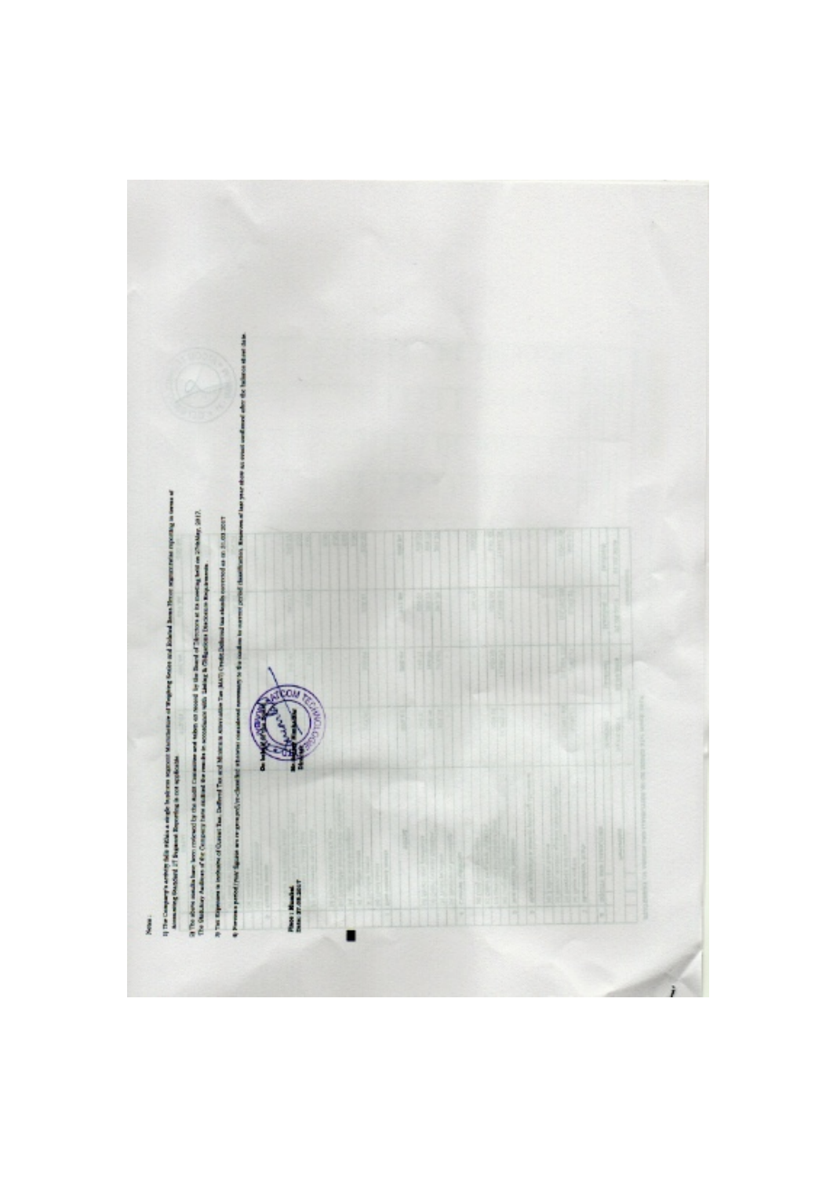Notes :

1) The Company's activity falls within a single business segment Manufacture of Weighing Scales and Related Items hence segment wise reporting in terms of Accounting Standard 17 Segment Reporting is not applicable.

2) The above results have been reviewed by the Audit Committee and taken on record by the Board of Directors at its meeting held on 27th May, 2017. The Statutory Auditors of the Company have audited the results in accordance with Listing & Obligations Disclosure Requirements.

3) Tax Expenses is inclusive of Current Tax, Deferred Tax and Minimum Alternate Tax (MAT) Credit/Deferred tax already recovered as on 31.03.2017

4) Previous period / year figures are re-grouped/re-classified wherever considered necessary to the confirm to current period classification. Reserves of last year show as ... confirmed after the balance sheet date.

Place : Mumbai
Date: 27.05.2017